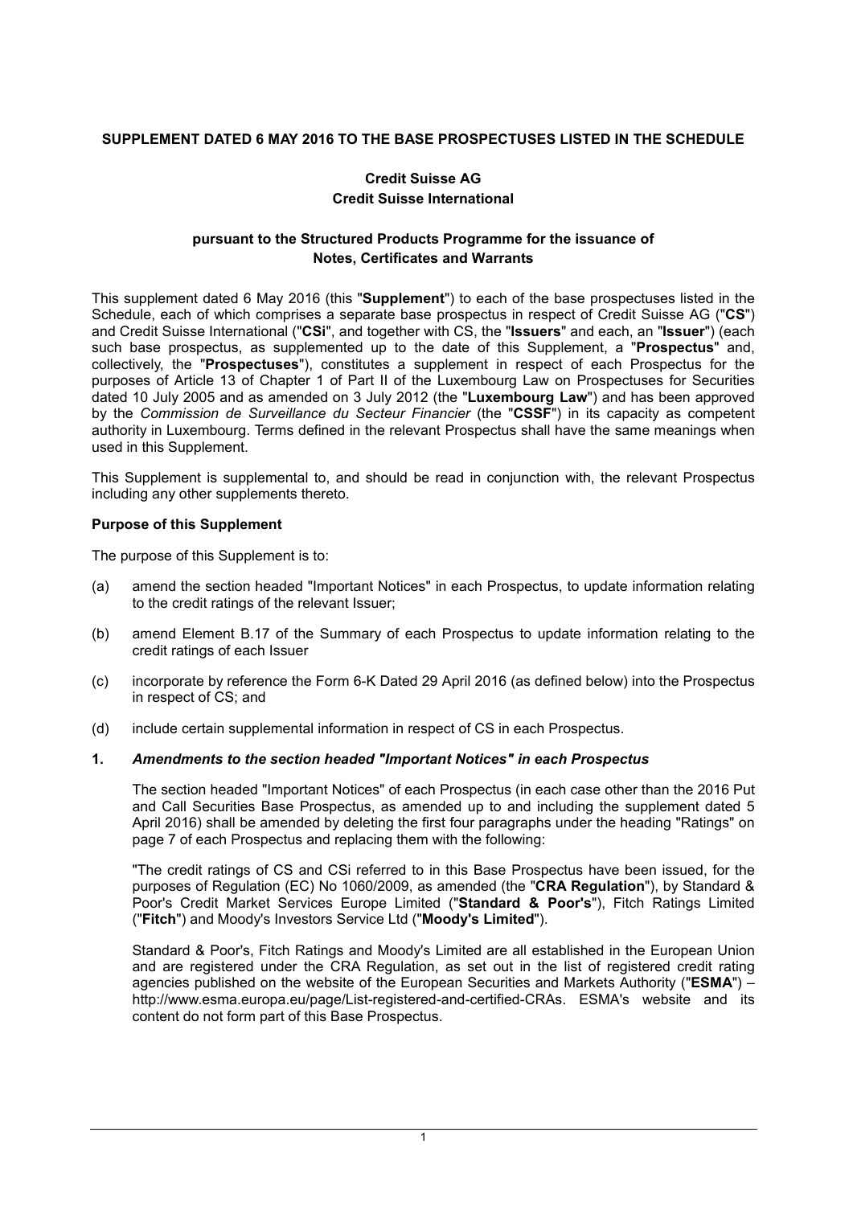**SUPPLEMENT DATED 6 MAY 2016 TO THE BASE PROSPECTUSES LISTED IN THE SCHEDULE**

**Credit Suisse AG**
**Credit Suisse International**

**pursuant to the Structured Products Programme for the issuance of Notes, Certificates and Warrants**

This supplement dated 6 May 2016 (this "**Supplement**") to each of the base prospectuses listed in the Schedule, each of which comprises a separate base prospectus in respect of Credit Suisse AG ("**CS**") and Credit Suisse International ("**CSi**", and together with CS, the "**Issuers**" and each, an "**Issuer**") (each such base prospectus, as supplemented up to the date of this Supplement, a "**Prospectus**" and, collectively, the "**Prospectuses**"), constitutes a supplement in respect of each Prospectus for the purposes of Article 13 of Chapter 1 of Part II of the Luxembourg Law on Prospectuses for Securities dated 10 July 2005 and as amended on 3 July 2012 (the "**Luxembourg Law**") and has been approved by the *Commission de Surveillance du Secteur Financier* (the "**CSSF**") in its capacity as competent authority in Luxembourg. Terms defined in the relevant Prospectus shall have the same meanings when used in this Supplement.

This Supplement is supplemental to, and should be read in conjunction with, the relevant Prospectus including any other supplements thereto.

**Purpose of this Supplement**

The purpose of this Supplement is to:

(a) amend the section headed "Important Notices" in each Prospectus, to update information relating to the credit ratings of the relevant Issuer;

(b) amend Element B.17 of the Summary of each Prospectus to update information relating to the credit ratings of each Issuer

(c) incorporate by reference the Form 6-K Dated 29 April 2016 (as defined below) into the Prospectus in respect of CS; and

(d) include certain supplemental information in respect of CS in each Prospectus.

**1.** ***Amendments to the section headed "Important Notices" in each Prospectus***

The section headed "Important Notices" of each Prospectus (in each case other than the 2016 Put and Call Securities Base Prospectus, as amended up to and including the supplement dated 5 April 2016) shall be amended by deleting the first four paragraphs under the heading "Ratings" on page 7 of each Prospectus and replacing them with the following:

"The credit ratings of CS and CSi referred to in this Base Prospectus have been issued, for the purposes of Regulation (EC) No 1060/2009, as amended (the "**CRA Regulation**"), by Standard & Poor's Credit Market Services Europe Limited ("**Standard & Poor's**"), Fitch Ratings Limited ("**Fitch**") and Moody's Investors Service Ltd ("**Moody's Limited**").

Standard & Poor's, Fitch Ratings and Moody's Limited are all established in the European Union and are registered under the CRA Regulation, as set out in the list of registered credit rating agencies published on the website of the European Securities and Markets Authority ("**ESMA**") – http://www.esma.europa.eu/page/List-registered-and-certified-CRAs. ESMA's website and its content do not form part of this Base Prospectus.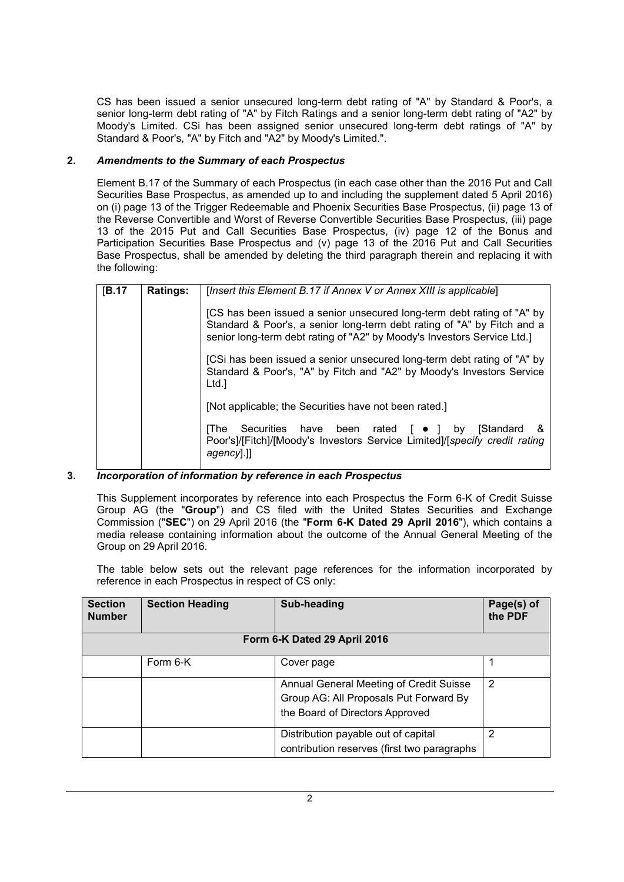CS has been issued a senior unsecured long-term debt rating of "A" by Standard & Poor's, a senior long-term debt rating of "A" by Fitch Ratings and a senior long-term debt rating of "A2" by Moody's Limited. CSi has been assigned senior unsecured long-term debt ratings of "A" by Standard & Poor's, "A" by Fitch and "A2" by Moody's Limited.".

## 2. *Amendments to the Summary of each Prospectus*

Element B.17 of the Summary of each Prospectus (in each case other than the 2016 Put and Call Securities Base Prospectus, as amended up to and including the supplement dated 5 April 2016) on (i) page 13 of the Trigger Redeemable and Phoenix Securities Base Prospectus, (ii) page 13 of the Reverse Convertible and Worst of Reverse Convertible Securities Base Prospectus, (iii) page 13 of the 2015 Put and Call Securities Base Prospectus, (iv) page 12 of the Bonus and Participation Securities Base Prospectus and (v) page 13 of the 2016 Put and Call Securities Base Prospectus, shall be amended by deleting the third paragraph therein and replacing it with the following:

| [**B.17** | **Ratings:** | [*Insert this Element B.17 if Annex V or Annex XIII is applicable*]<br><br>[CS has been issued a senior unsecured long-term debt rating of "A" by Standard & Poor's, a senior long-term debt rating of "A" by Fitch and a senior long-term debt rating of "A2" by Moody's Investors Service Ltd.]<br><br>[CSi has been issued a senior unsecured long-term debt rating of "A" by Standard & Poor's, "A" by Fitch and "A2" by Moody's Investors Service Ltd.]<br><br>[Not applicable; the Securities have not been rated.]<br><br>[The Securities have been rated [ ● ] by [Standard & Poor's]/[Fitch]/[Moody's Investors Service Limited]/[*specify credit rating agency*].]] |
|---|---|---|

## 3. *Incorporation of information by reference in each Prospectus*

This Supplement incorporates by reference into each Prospectus the Form 6-K of Credit Suisse Group AG (the "**Group**") and CS filed with the United States Securities and Exchange Commission ("**SEC**") on 29 April 2016 (the "**Form 6-K Dated 29 April 2016**"), which contains a media release containing information about the outcome of the Annual General Meeting of the Group on 29 April 2016.

The table below sets out the relevant page references for the information incorporated by reference in each Prospectus in respect of CS only:

| Section Number | Section Heading | Sub-heading | Page(s) of the PDF |
|---|---|---|---|
| **Form 6-K Dated 29 April 2016** | | | |
| | Form 6-K | Cover page | 1 |
| | | Annual General Meeting of Credit Suisse Group AG: All Proposals Put Forward By the Board of Directors Approved | 2 |
| | | Distribution payable out of capital contribution reserves (first two paragraphs | 2 |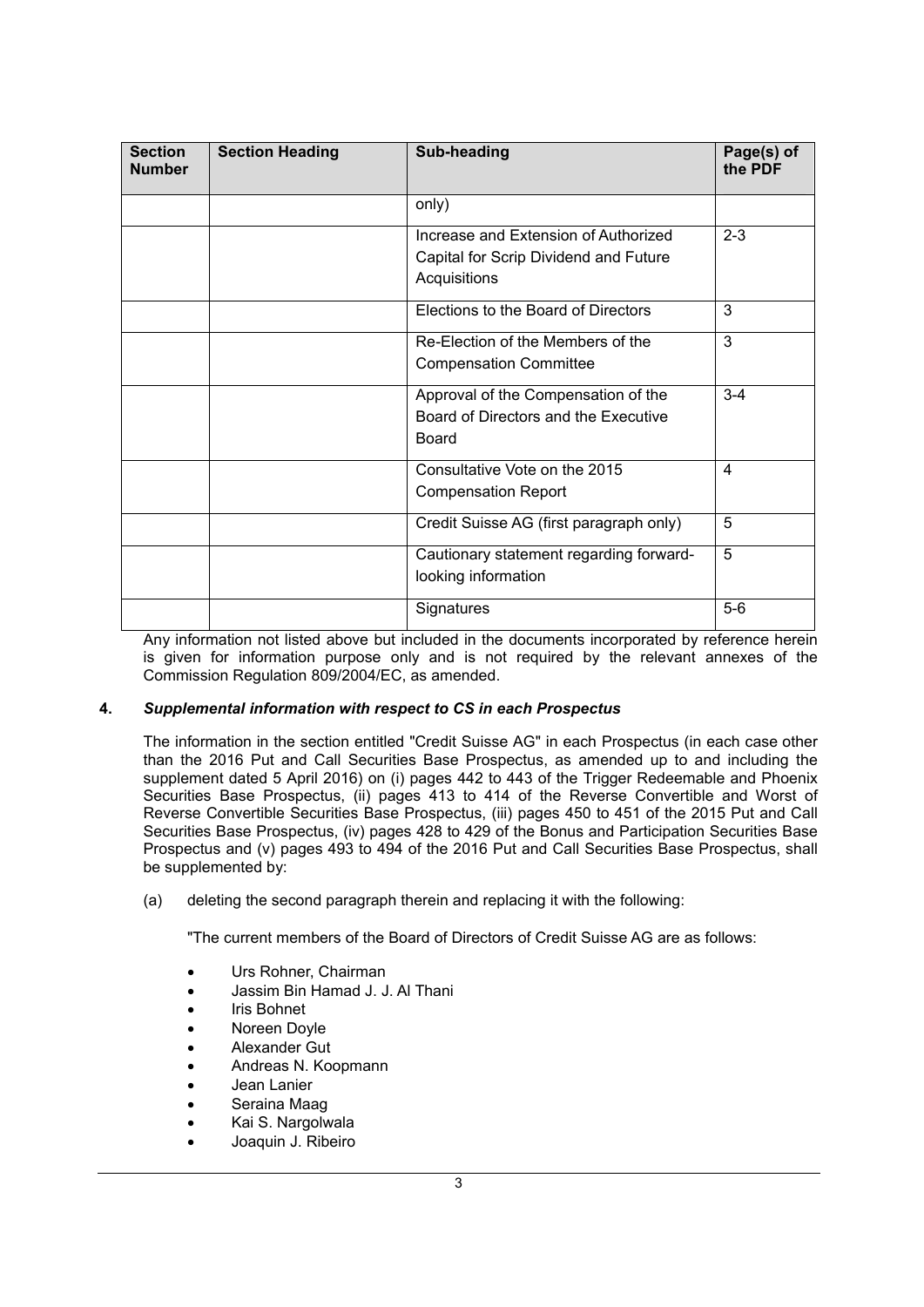| Section Number | Section Heading | Sub-heading | Page(s) of the PDF |
|---|---|---|---|
| | | only) | |
| | | Increase and Extension of Authorized Capital for Scrip Dividend and Future Acquisitions | 2-3 |
| | | Elections to the Board of Directors | 3 |
| | | Re-Election of the Members of the Compensation Committee | 3 |
| | | Approval of the Compensation of the Board of Directors and the Executive Board | 3-4 |
| | | Consultative Vote on the 2015 Compensation Report | 4 |
| | | Credit Suisse AG (first paragraph only) | 5 |
| | | Cautionary statement regarding forward-looking information | 5 |
| | | Signatures | 5-6 |

Any information not listed above but included in the documents incorporated by reference herein is given for information purpose only and is not required by the relevant annexes of the Commission Regulation 809/2004/EC, as amended.

## 4. *Supplemental information with respect to CS in each Prospectus*

The information in the section entitled "Credit Suisse AG" in each Prospectus (in each case other than the 2016 Put and Call Securities Base Prospectus, as amended up to and including the supplement dated 5 April 2016) on (i) pages 442 to 443 of the Trigger Redeemable and Phoenix Securities Base Prospectus, (ii) pages 413 to 414 of the Reverse Convertible and Worst of Reverse Convertible Securities Base Prospectus, (iii) pages 450 to 451 of the 2015 Put and Call Securities Base Prospectus, (iv) pages 428 to 429 of the Bonus and Participation Securities Base Prospectus and (v) pages 493 to 494 of the 2016 Put and Call Securities Base Prospectus, shall be supplemented by:

(a) deleting the second paragraph therein and replacing it with the following:

"The current members of the Board of Directors of Credit Suisse AG are as follows:

- Urs Rohner, Chairman
- Jassim Bin Hamad J. J. Al Thani
- Iris Bohnet
- Noreen Doyle
- Alexander Gut
- Andreas N. Koopmann
- Jean Lanier
- Seraina Maag
- Kai S. Nargolwala
- Joaquin J. Ribeiro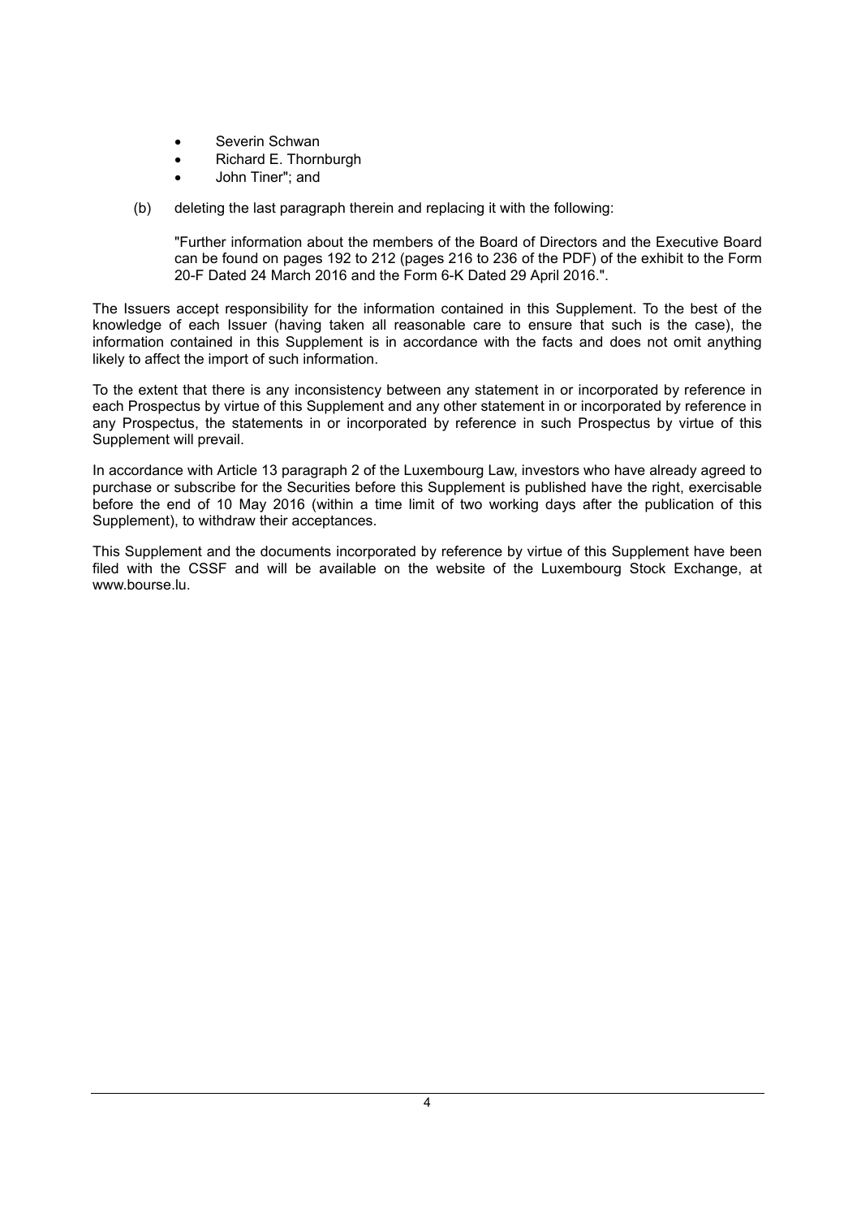- Severin Schwan
- Richard E. Thornburgh
- John Tiner"; and

(b) deleting the last paragraph therein and replacing it with the following:

"Further information about the members of the Board of Directors and the Executive Board can be found on pages 192 to 212 (pages 216 to 236 of the PDF) of the exhibit to the Form 20-F Dated 24 March 2016 and the Form 6-K Dated 29 April 2016.".

The Issuers accept responsibility for the information contained in this Supplement. To the best of the knowledge of each Issuer (having taken all reasonable care to ensure that such is the case), the information contained in this Supplement is in accordance with the facts and does not omit anything likely to affect the import of such information.

To the extent that there is any inconsistency between any statement in or incorporated by reference in each Prospectus by virtue of this Supplement and any other statement in or incorporated by reference in any Prospectus, the statements in or incorporated by reference in such Prospectus by virtue of this Supplement will prevail.

In accordance with Article 13 paragraph 2 of the Luxembourg Law, investors who have already agreed to purchase or subscribe for the Securities before this Supplement is published have the right, exercisable before the end of 10 May 2016 (within a time limit of two working days after the publication of this Supplement), to withdraw their acceptances.

This Supplement and the documents incorporated by reference by virtue of this Supplement have been filed with the CSSF and will be available on the website of the Luxembourg Stock Exchange, at www.bourse.lu.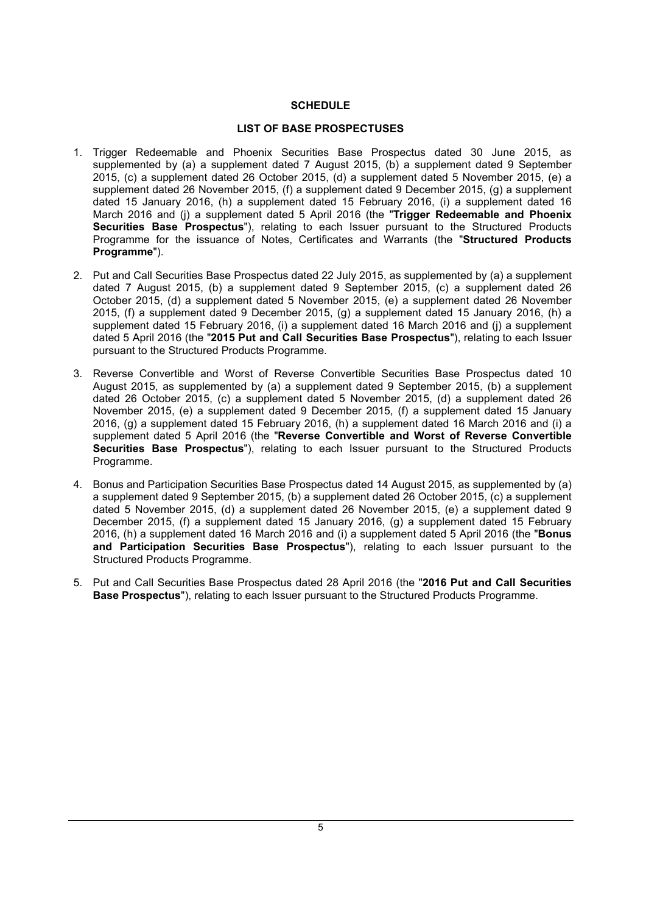**SCHEDULE**

**LIST OF BASE PROSPECTUSES**

1. Trigger Redeemable and Phoenix Securities Base Prospectus dated 30 June 2015, as supplemented by (a) a supplement dated 7 August 2015, (b) a supplement dated 9 September 2015, (c) a supplement dated 26 October 2015, (d) a supplement dated 5 November 2015, (e) a supplement dated 26 November 2015, (f) a supplement dated 9 December 2015, (g) a supplement dated 15 January 2016, (h) a supplement dated 15 February 2016, (i) a supplement dated 16 March 2016 and (j) a supplement dated 5 April 2016 (the "**Trigger Redeemable and Phoenix Securities Base Prospectus**"), relating to each Issuer pursuant to the Structured Products Programme for the issuance of Notes, Certificates and Warrants (the "**Structured Products Programme**").

2. Put and Call Securities Base Prospectus dated 22 July 2015, as supplemented by (a) a supplement dated 7 August 2015, (b) a supplement dated 9 September 2015, (c) a supplement dated 26 October 2015, (d) a supplement dated 5 November 2015, (e) a supplement dated 26 November 2015, (f) a supplement dated 9 December 2015, (g) a supplement dated 15 January 2016, (h) a supplement dated 15 February 2016, (i) a supplement dated 16 March 2016 and (j) a supplement dated 5 April 2016 (the "**2015 Put and Call Securities Base Prospectus**"), relating to each Issuer pursuant to the Structured Products Programme.

3. Reverse Convertible and Worst of Reverse Convertible Securities Base Prospectus dated 10 August 2015, as supplemented by (a) a supplement dated 9 September 2015, (b) a supplement dated 26 October 2015, (c) a supplement dated 5 November 2015, (d) a supplement dated 26 November 2015, (e) a supplement dated 9 December 2015, (f) a supplement dated 15 January 2016, (g) a supplement dated 15 February 2016, (h) a supplement dated 16 March 2016 and (i) a supplement dated 5 April 2016 (the "**Reverse Convertible and Worst of Reverse Convertible Securities Base Prospectus**"), relating to each Issuer pursuant to the Structured Products Programme.

4. Bonus and Participation Securities Base Prospectus dated 14 August 2015, as supplemented by (a) a supplement dated 9 September 2015, (b) a supplement dated 26 October 2015, (c) a supplement dated 5 November 2015, (d) a supplement dated 26 November 2015, (e) a supplement dated 9 December 2015, (f) a supplement dated 15 January 2016, (g) a supplement dated 15 February 2016, (h) a supplement dated 16 March 2016 and (i) a supplement dated 5 April 2016 (the "**Bonus and Participation Securities Base Prospectus**"), relating to each Issuer pursuant to the Structured Products Programme.

5. Put and Call Securities Base Prospectus dated 28 April 2016 (the "**2016 Put and Call Securities Base Prospectus**"), relating to each Issuer pursuant to the Structured Products Programme.